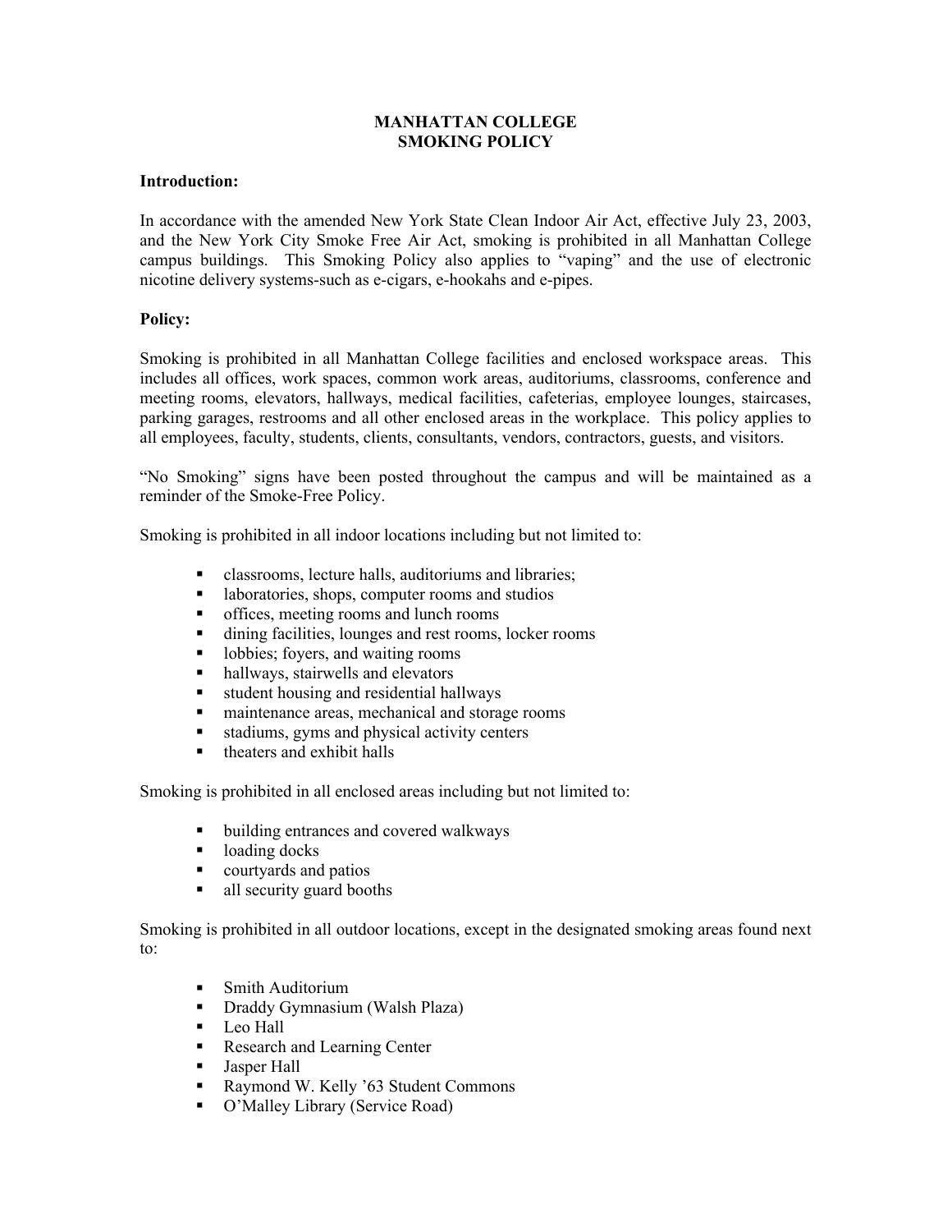# MANHATTAN COLLEGE
# SMOKING POLICY

**Introduction:**

In accordance with the amended New York State Clean Indoor Air Act, effective July 23, 2003, and the New York City Smoke Free Air Act, smoking is prohibited in all Manhattan College campus buildings. This Smoking Policy also applies to "vaping" and the use of electronic nicotine delivery systems-such as e-cigars, e-hookahs and e-pipes.

**Policy:**

Smoking is prohibited in all Manhattan College facilities and enclosed workspace areas. This includes all offices, work spaces, common work areas, auditoriums, classrooms, conference and meeting rooms, elevators, hallways, medical facilities, cafeterias, employee lounges, staircases, parking garages, restrooms and all other enclosed areas in the workplace. This policy applies to all employees, faculty, students, clients, consultants, vendors, contractors, guests, and visitors.

"No Smoking" signs have been posted throughout the campus and will be maintained as a reminder of the Smoke-Free Policy.

Smoking is prohibited in all indoor locations including but not limited to:

- classrooms, lecture halls, auditoriums and libraries;
- laboratories, shops, computer rooms and studios
- offices, meeting rooms and lunch rooms
- dining facilities, lounges and rest rooms, locker rooms
- lobbies; foyers, and waiting rooms
- hallways, stairwells and elevators
- student housing and residential hallways
- maintenance areas, mechanical and storage rooms
- stadiums, gyms and physical activity centers
- theaters and exhibit halls

Smoking is prohibited in all enclosed areas including but not limited to:

- building entrances and covered walkways
- loading docks
- courtyards and patios
- all security guard booths

Smoking is prohibited in all outdoor locations, except in the designated smoking areas found next to:

- Smith Auditorium
- Draddy Gymnasium (Walsh Plaza)
- Leo Hall
- Research and Learning Center
- Jasper Hall
- Raymond W. Kelly '63 Student Commons
- O'Malley Library (Service Road)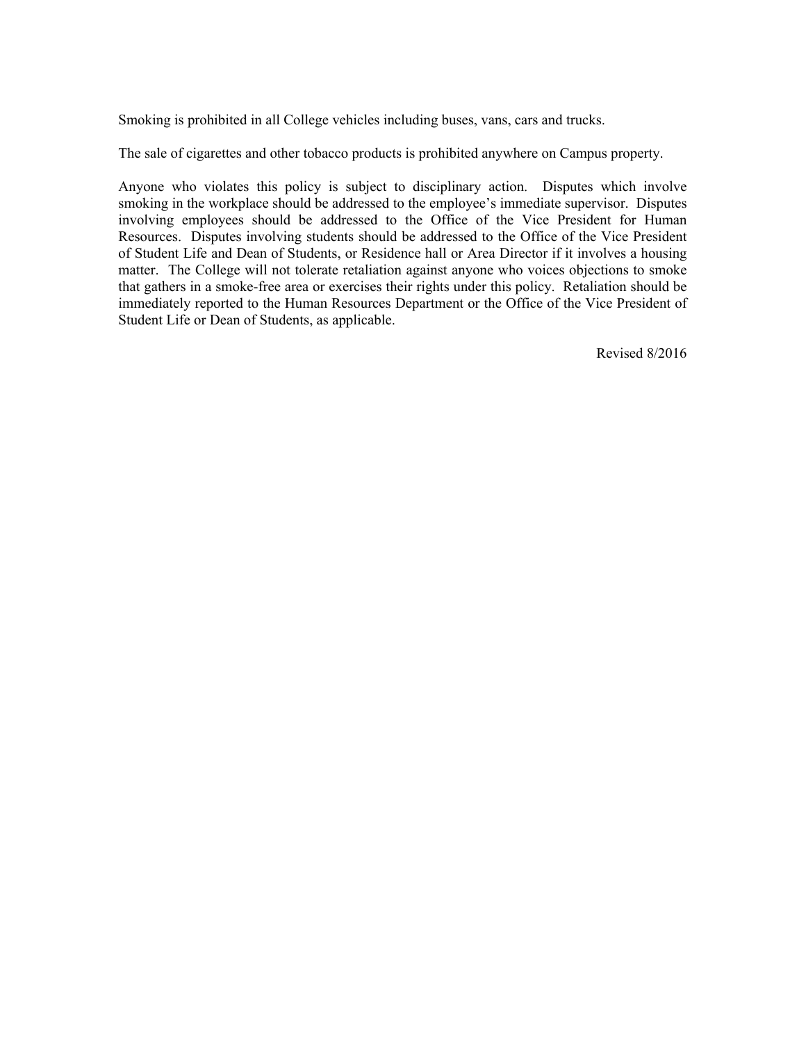Smoking is prohibited in all College vehicles including buses, vans, cars and trucks.

The sale of cigarettes and other tobacco products is prohibited anywhere on Campus property.

Anyone who violates this policy is subject to disciplinary action. Disputes which involve smoking in the workplace should be addressed to the employee's immediate supervisor. Disputes involving employees should be addressed to the Office of the Vice President for Human Resources. Disputes involving students should be addressed to the Office of the Vice President of Student Life and Dean of Students, or Residence hall or Area Director if it involves a housing matter. The College will not tolerate retaliation against anyone who voices objections to smoke that gathers in a smoke-free area or exercises their rights under this policy. Retaliation should be immediately reported to the Human Resources Department or the Office of the Vice President of Student Life or Dean of Students, as applicable.

Revised 8/2016